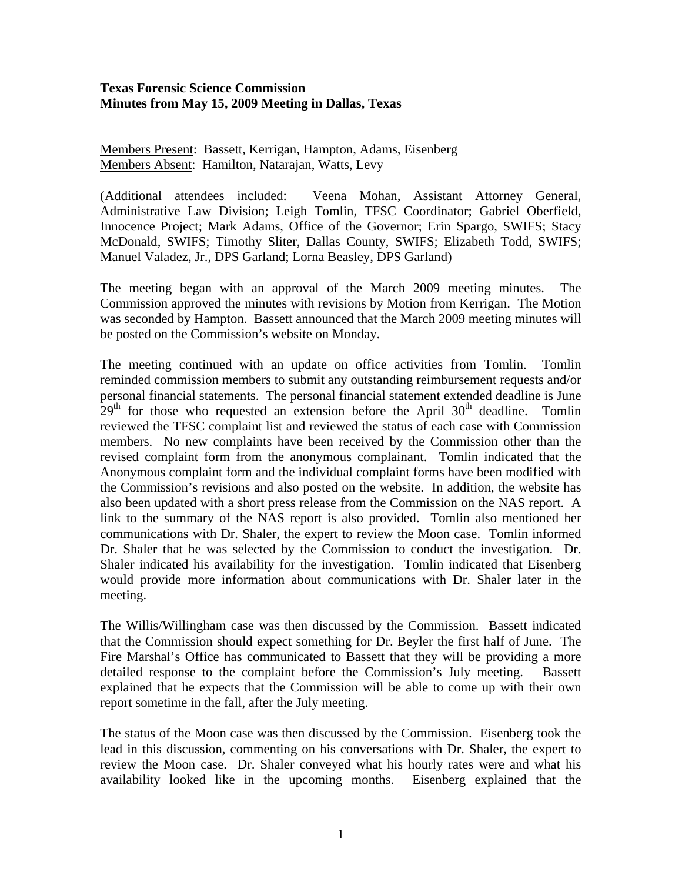**Texas Forensic Science Commission**
**Minutes from May 15, 2009 Meeting in Dallas, Texas**

Members Present: Bassett, Kerrigan, Hampton, Adams, Eisenberg
Members Absent: Hamilton, Natarajan, Watts, Levy

(Additional attendees included: Veena Mohan, Assistant Attorney General, Administrative Law Division; Leigh Tomlin, TFSC Coordinator; Gabriel Oberfield, Innocence Project; Mark Adams, Office of the Governor; Erin Spargo, SWIFS; Stacy McDonald, SWIFS; Timothy Sliter, Dallas County, SWIFS; Elizabeth Todd, SWIFS; Manuel Valadez, Jr., DPS Garland; Lorna Beasley, DPS Garland)

The meeting began with an approval of the March 2009 meeting minutes. The Commission approved the minutes with revisions by Motion from Kerrigan. The Motion was seconded by Hampton. Bassett announced that the March 2009 meeting minutes will be posted on the Commission's website on Monday.

The meeting continued with an update on office activities from Tomlin. Tomlin reminded commission members to submit any outstanding reimbursement requests and/or personal financial statements. The personal financial statement extended deadline is June 29th for those who requested an extension before the April 30th deadline. Tomlin reviewed the TFSC complaint list and reviewed the status of each case with Commission members. No new complaints have been received by the Commission other than the revised complaint form from the anonymous complainant. Tomlin indicated that the Anonymous complaint form and the individual complaint forms have been modified with the Commission's revisions and also posted on the website. In addition, the website has also been updated with a short press release from the Commission on the NAS report. A link to the summary of the NAS report is also provided. Tomlin also mentioned her communications with Dr. Shaler, the expert to review the Moon case. Tomlin informed Dr. Shaler that he was selected by the Commission to conduct the investigation. Dr. Shaler indicated his availability for the investigation. Tomlin indicated that Eisenberg would provide more information about communications with Dr. Shaler later in the meeting.

The Willis/Willingham case was then discussed by the Commission. Bassett indicated that the Commission should expect something for Dr. Beyler the first half of June. The Fire Marshal's Office has communicated to Bassett that they will be providing a more detailed response to the complaint before the Commission's July meeting. Bassett explained that he expects that the Commission will be able to come up with their own report sometime in the fall, after the July meeting.

The status of the Moon case was then discussed by the Commission. Eisenberg took the lead in this discussion, commenting on his conversations with Dr. Shaler, the expert to review the Moon case. Dr. Shaler conveyed what his hourly rates were and what his availability looked like in the upcoming months. Eisenberg explained that the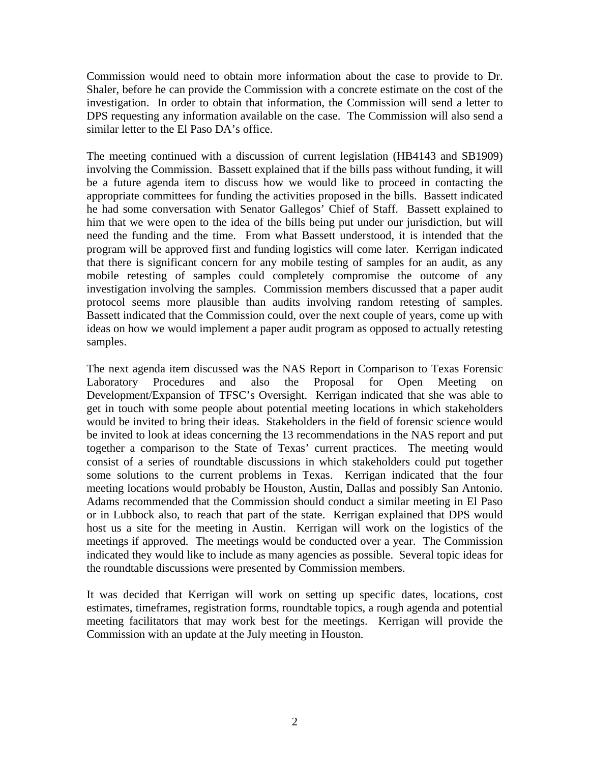Commission would need to obtain more information about the case to provide to Dr. Shaler, before he can provide the Commission with a concrete estimate on the cost of the investigation. In order to obtain that information, the Commission will send a letter to DPS requesting any information available on the case. The Commission will also send a similar letter to the El Paso DA's office.

The meeting continued with a discussion of current legislation (HB4143 and SB1909) involving the Commission. Bassett explained that if the bills pass without funding, it will be a future agenda item to discuss how we would like to proceed in contacting the appropriate committees for funding the activities proposed in the bills. Bassett indicated he had some conversation with Senator Gallegos' Chief of Staff. Bassett explained to him that we were open to the idea of the bills being put under our jurisdiction, but will need the funding and the time. From what Bassett understood, it is intended that the program will be approved first and funding logistics will come later. Kerrigan indicated that there is significant concern for any mobile testing of samples for an audit, as any mobile retesting of samples could completely compromise the outcome of any investigation involving the samples. Commission members discussed that a paper audit protocol seems more plausible than audits involving random retesting of samples. Bassett indicated that the Commission could, over the next couple of years, come up with ideas on how we would implement a paper audit program as opposed to actually retesting samples.

The next agenda item discussed was the NAS Report in Comparison to Texas Forensic Laboratory Procedures and also the Proposal for Open Meeting on Development/Expansion of TFSC's Oversight. Kerrigan indicated that she was able to get in touch with some people about potential meeting locations in which stakeholders would be invited to bring their ideas. Stakeholders in the field of forensic science would be invited to look at ideas concerning the 13 recommendations in the NAS report and put together a comparison to the State of Texas' current practices. The meeting would consist of a series of roundtable discussions in which stakeholders could put together some solutions to the current problems in Texas. Kerrigan indicated that the four meeting locations would probably be Houston, Austin, Dallas and possibly San Antonio. Adams recommended that the Commission should conduct a similar meeting in El Paso or in Lubbock also, to reach that part of the state. Kerrigan explained that DPS would host us a site for the meeting in Austin. Kerrigan will work on the logistics of the meetings if approved. The meetings would be conducted over a year. The Commission indicated they would like to include as many agencies as possible. Several topic ideas for the roundtable discussions were presented by Commission members.

It was decided that Kerrigan will work on setting up specific dates, locations, cost estimates, timeframes, registration forms, roundtable topics, a rough agenda and potential meeting facilitators that may work best for the meetings. Kerrigan will provide the Commission with an update at the July meeting in Houston.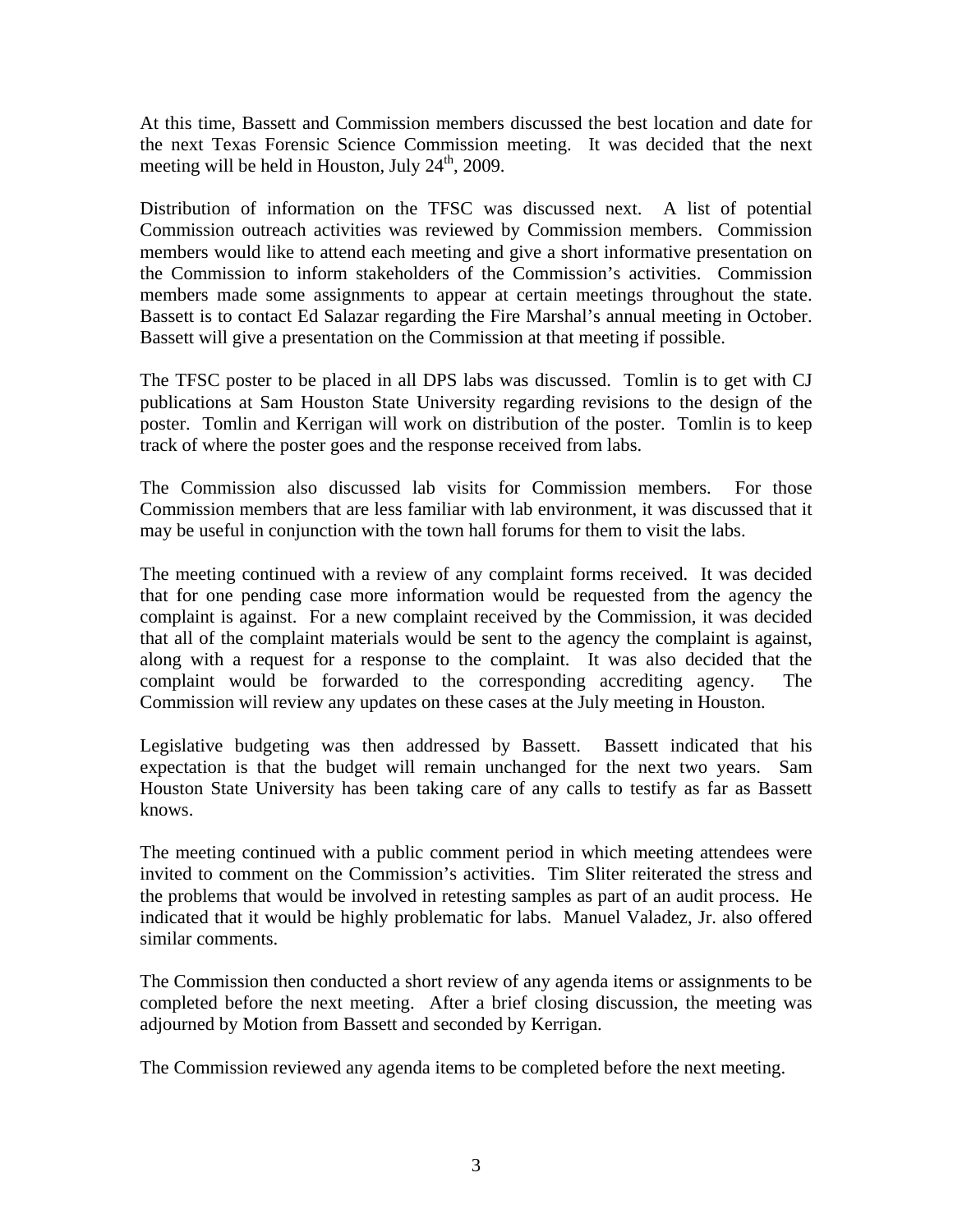At this time, Bassett and Commission members discussed the best location and date for the next Texas Forensic Science Commission meeting. It was decided that the next meeting will be held in Houston, July 24th, 2009.

Distribution of information on the TFSC was discussed next. A list of potential Commission outreach activities was reviewed by Commission members. Commission members would like to attend each meeting and give a short informative presentation on the Commission to inform stakeholders of the Commission's activities. Commission members made some assignments to appear at certain meetings throughout the state. Bassett is to contact Ed Salazar regarding the Fire Marshal's annual meeting in October. Bassett will give a presentation on the Commission at that meeting if possible.

The TFSC poster to be placed in all DPS labs was discussed. Tomlin is to get with CJ publications at Sam Houston State University regarding revisions to the design of the poster. Tomlin and Kerrigan will work on distribution of the poster. Tomlin is to keep track of where the poster goes and the response received from labs.

The Commission also discussed lab visits for Commission members. For those Commission members that are less familiar with lab environment, it was discussed that it may be useful in conjunction with the town hall forums for them to visit the labs.

The meeting continued with a review of any complaint forms received. It was decided that for one pending case more information would be requested from the agency the complaint is against. For a new complaint received by the Commission, it was decided that all of the complaint materials would be sent to the agency the complaint is against, along with a request for a response to the complaint. It was also decided that the complaint would be forwarded to the corresponding accrediting agency. The Commission will review any updates on these cases at the July meeting in Houston.

Legislative budgeting was then addressed by Bassett. Bassett indicated that his expectation is that the budget will remain unchanged for the next two years. Sam Houston State University has been taking care of any calls to testify as far as Bassett knows.

The meeting continued with a public comment period in which meeting attendees were invited to comment on the Commission's activities. Tim Sliter reiterated the stress and the problems that would be involved in retesting samples as part of an audit process. He indicated that it would be highly problematic for labs. Manuel Valadez, Jr. also offered similar comments.

The Commission then conducted a short review of any agenda items or assignments to be completed before the next meeting. After a brief closing discussion, the meeting was adjourned by Motion from Bassett and seconded by Kerrigan.

The Commission reviewed any agenda items to be completed before the next meeting.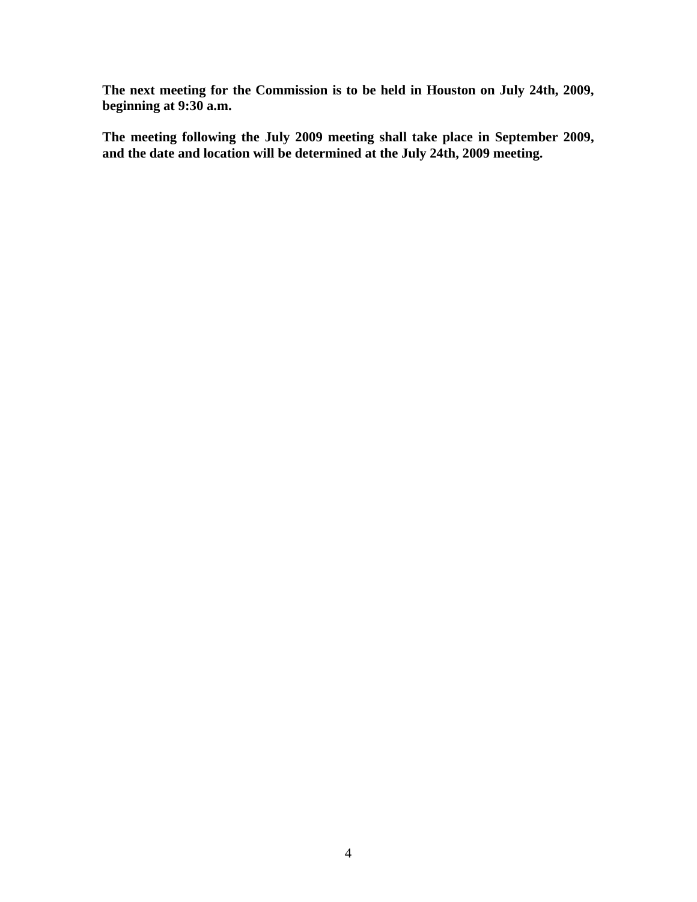**The next meeting for the Commission is to be held in Houston on July 24th, 2009, beginning at 9:30 a.m.**

**The meeting following the July 2009 meeting shall take place in September 2009, and the date and location will be determined at the July 24th, 2009 meeting.**